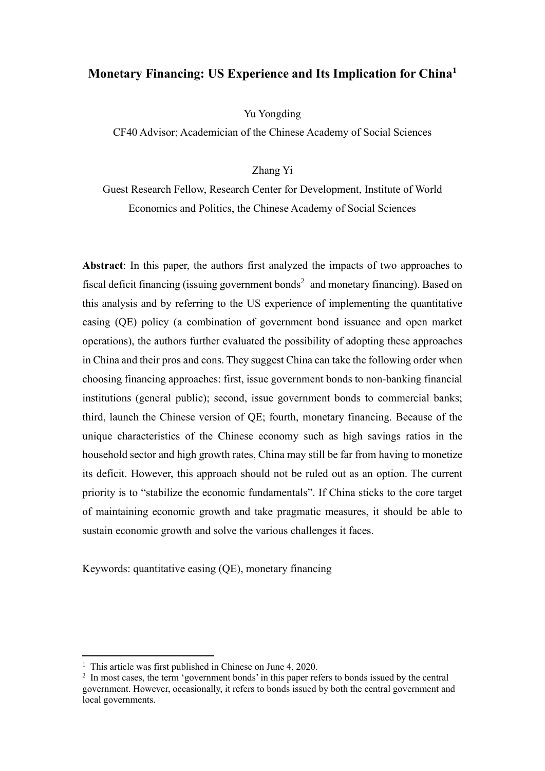# Monetary Financing: US Experience and Its Implication for China[1]

Yu Yongding

CF40 Advisor; Academician of the Chinese Academy of Social Sciences

Zhang Yi

Guest Research Fellow, Research Center for Development, Institute of World Economics and Politics, the Chinese Academy of Social Sciences

**Abstract**: In this paper, the authors first analyzed the impacts of two approaches to fiscal deficit financing (issuing government bonds[2] and monetary financing). Based on this analysis and by referring to the US experience of implementing the quantitative easing (QE) policy (a combination of government bond issuance and open market operations), the authors further evaluated the possibility of adopting these approaches in China and their pros and cons. They suggest China can take the following order when choosing financing approaches: first, issue government bonds to non-banking financial institutions (general public); second, issue government bonds to commercial banks; third, launch the Chinese version of QE; fourth, monetary financing. Because of the unique characteristics of the Chinese economy such as high savings ratios in the household sector and high growth rates, China may still be far from having to monetize its deficit. However, this approach should not be ruled out as an option. The current priority is to "stabilize the economic fundamentals". If China sticks to the core target of maintaining economic growth and take pragmatic measures, it should be able to sustain economic growth and solve the various challenges it faces.

Keywords: quantitative easing (QE), monetary financing

[1] This article was first published in Chinese on June 4, 2020.

[2] In most cases, the term 'government bonds' in this paper refers to bonds issued by the central government. However, occasionally, it refers to bonds issued by both the central government and local governments.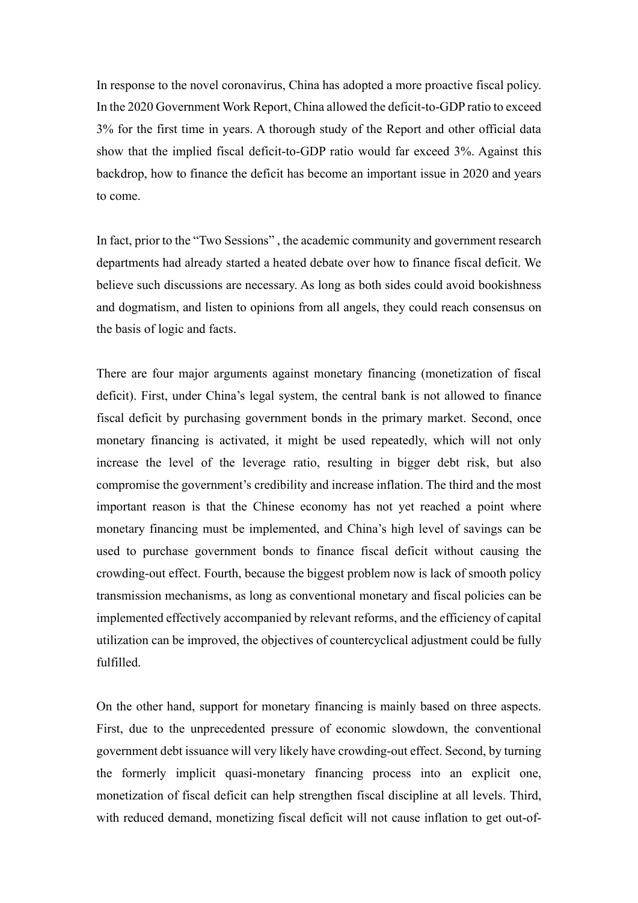In response to the novel coronavirus, China has adopted a more proactive fiscal policy. In the 2020 Government Work Report, China allowed the deficit-to-GDP ratio to exceed 3% for the first time in years. A thorough study of the Report and other official data show that the implied fiscal deficit-to-GDP ratio would far exceed 3%. Against this backdrop, how to finance the deficit has become an important issue in 2020 and years to come.

In fact, prior to the "Two Sessions" , the academic community and government research departments had already started a heated debate over how to finance fiscal deficit. We believe such discussions are necessary. As long as both sides could avoid bookishness and dogmatism, and listen to opinions from all angels, they could reach consensus on the basis of logic and facts.

There are four major arguments against monetary financing (monetization of fiscal deficit). First, under China's legal system, the central bank is not allowed to finance fiscal deficit by purchasing government bonds in the primary market. Second, once monetary financing is activated, it might be used repeatedly, which will not only increase the level of the leverage ratio, resulting in bigger debt risk, but also compromise the government's credibility and increase inflation. The third and the most important reason is that the Chinese economy has not yet reached a point where monetary financing must be implemented, and China's high level of savings can be used to purchase government bonds to finance fiscal deficit without causing the crowding-out effect. Fourth, because the biggest problem now is lack of smooth policy transmission mechanisms, as long as conventional monetary and fiscal policies can be implemented effectively accompanied by relevant reforms, and the efficiency of capital utilization can be improved, the objectives of countercyclical adjustment could be fully fulfilled.

On the other hand, support for monetary financing is mainly based on three aspects. First, due to the unprecedented pressure of economic slowdown, the conventional government debt issuance will very likely have crowding-out effect. Second, by turning the formerly implicit quasi-monetary financing process into an explicit one, monetization of fiscal deficit can help strengthen fiscal discipline at all levels. Third, with reduced demand, monetizing fiscal deficit will not cause inflation to get out-of-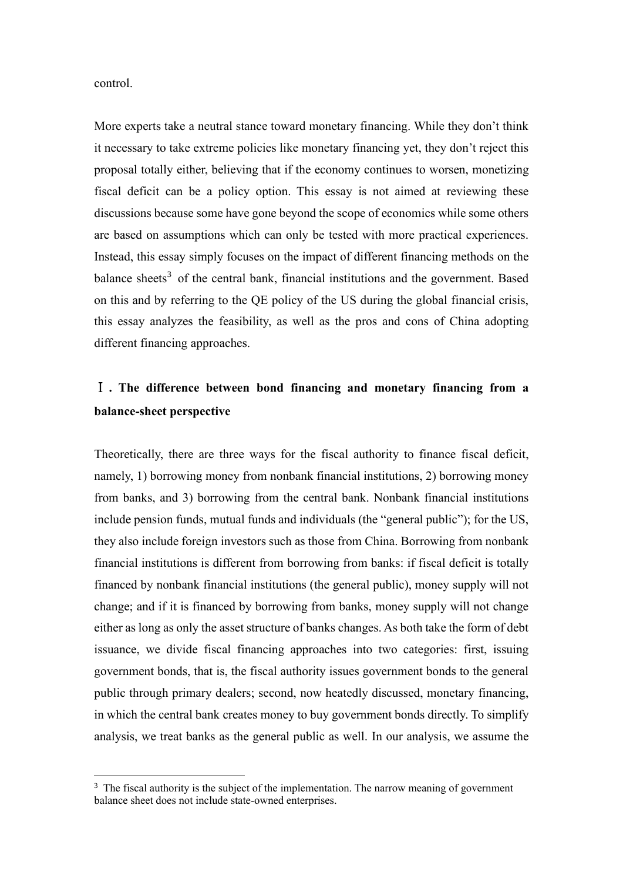control.

More experts take a neutral stance toward monetary financing. While they don't think it necessary to take extreme policies like monetary financing yet, they don't reject this proposal totally either, believing that if the economy continues to worsen, monetizing fiscal deficit can be a policy option. This essay is not aimed at reviewing these discussions because some have gone beyond the scope of economics while some others are based on assumptions which can only be tested with more practical experiences. Instead, this essay simply focuses on the impact of different financing methods on the balance sheets[3] of the central bank, financial institutions and the government. Based on this and by referring to the QE policy of the US during the global financial crisis, this essay analyzes the feasibility, as well as the pros and cons of China adopting different financing approaches.

## Ⅰ. The difference between bond financing and monetary financing from a balance-sheet perspective

Theoretically, there are three ways for the fiscal authority to finance fiscal deficit, namely, 1) borrowing money from nonbank financial institutions, 2) borrowing money from banks, and 3) borrowing from the central bank. Nonbank financial institutions include pension funds, mutual funds and individuals (the "general public"); for the US, they also include foreign investors such as those from China. Borrowing from nonbank financial institutions is different from borrowing from banks: if fiscal deficit is totally financed by nonbank financial institutions (the general public), money supply will not change; and if it is financed by borrowing from banks, money supply will not change either as long as only the asset structure of banks changes. As both take the form of debt issuance, we divide fiscal financing approaches into two categories: first, issuing government bonds, that is, the fiscal authority issues government bonds to the general public through primary dealers; second, now heatedly discussed, monetary financing, in which the central bank creates money to buy government bonds directly. To simplify analysis, we treat banks as the general public as well. In our analysis, we assume the

[3] The fiscal authority is the subject of the implementation. The narrow meaning of government balance sheet does not include state-owned enterprises.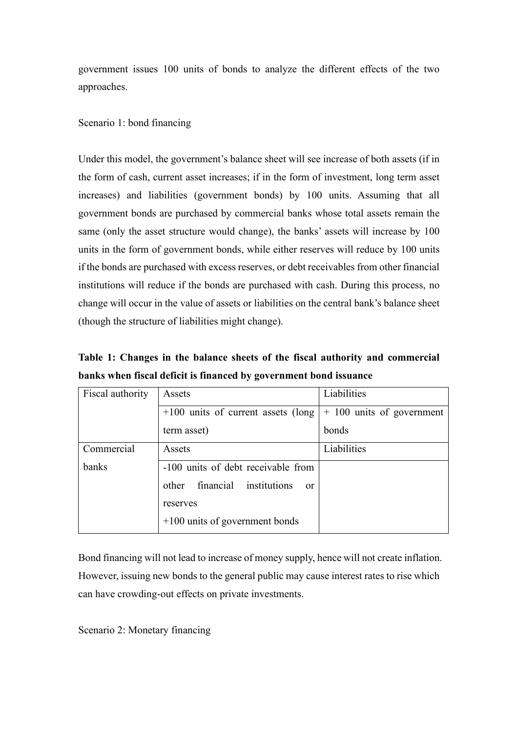government issues 100 units of bonds to analyze the different effects of the two approaches.

Scenario 1: bond financing

Under this model, the government's balance sheet will see increase of both assets (if in the form of cash, current asset increases; if in the form of investment, long term asset increases) and liabilities (government bonds) by 100 units. Assuming that all government bonds are purchased by commercial banks whose total assets remain the same (only the asset structure would change), the banks' assets will increase by 100 units in the form of government bonds, while either reserves will reduce by 100 units if the bonds are purchased with excess reserves, or debt receivables from other financial institutions will reduce if the bonds are purchased with cash. During this process, no change will occur in the value of assets or liabilities on the central bank's balance sheet (though the structure of liabilities might change).

**Table 1: Changes in the balance sheets of the fiscal authority and commercial banks when fiscal deficit is financed by government bond issuance**

| Fiscal authority | Assets | Liabilities |
|---|---|---|
| | +100 units of current assets (long term asset) | + 100 units of government bonds |
| Commercial banks | Assets | Liabilities |
| | -100 units of debt receivable from other financial institutions or reserves<br>+100 units of government bonds | |

Bond financing will not lead to increase of money supply, hence will not create inflation. However, issuing new bonds to the general public may cause interest rates to rise which can have crowding-out effects on private investments.

Scenario 2: Monetary financing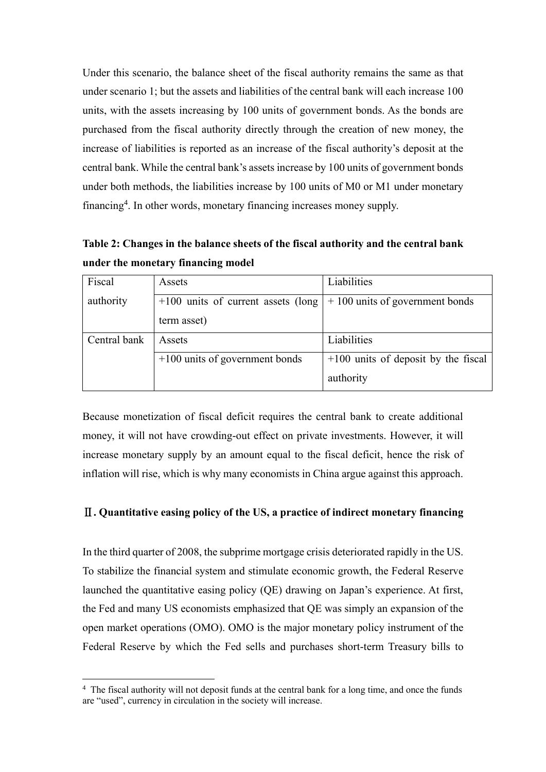Under this scenario, the balance sheet of the fiscal authority remains the same as that under scenario 1; but the assets and liabilities of the central bank will each increase 100 units, with the assets increasing by 100 units of government bonds. As the bonds are purchased from the fiscal authority directly through the creation of new money, the increase of liabilities is reported as an increase of the fiscal authority's deposit at the central bank. While the central bank's assets increase by 100 units of government bonds under both methods, the liabilities increase by 100 units of M0 or M1 under monetary financing[4]. In other words, monetary financing increases money supply.

**Table 2: Changes in the balance sheets of the fiscal authority and the central bank under the monetary financing model**

| Fiscal authority | Assets | Liabilities |
|---|---|---|
| | +100 units of current assets (long term asset) | + 100 units of government bonds |
| Central bank | Assets | Liabilities |
| | +100 units of government bonds | +100 units of deposit by the fiscal authority |

Because monetization of fiscal deficit requires the central bank to create additional money, it will not have crowding-out effect on private investments. However, it will increase monetary supply by an amount equal to the fiscal deficit, hence the risk of inflation will rise, which is why many economists in China argue against this approach.

## Ⅱ. Quantitative easing policy of the US, a practice of indirect monetary financing

In the third quarter of 2008, the subprime mortgage crisis deteriorated rapidly in the US. To stabilize the financial system and stimulate economic growth, the Federal Reserve launched the quantitative easing policy (QE) drawing on Japan's experience. At first, the Fed and many US economists emphasized that QE was simply an expansion of the open market operations (OMO). OMO is the major monetary policy instrument of the Federal Reserve by which the Fed sells and purchases short-term Treasury bills to

[4] The fiscal authority will not deposit funds at the central bank for a long time, and once the funds are "used", currency in circulation in the society will increase.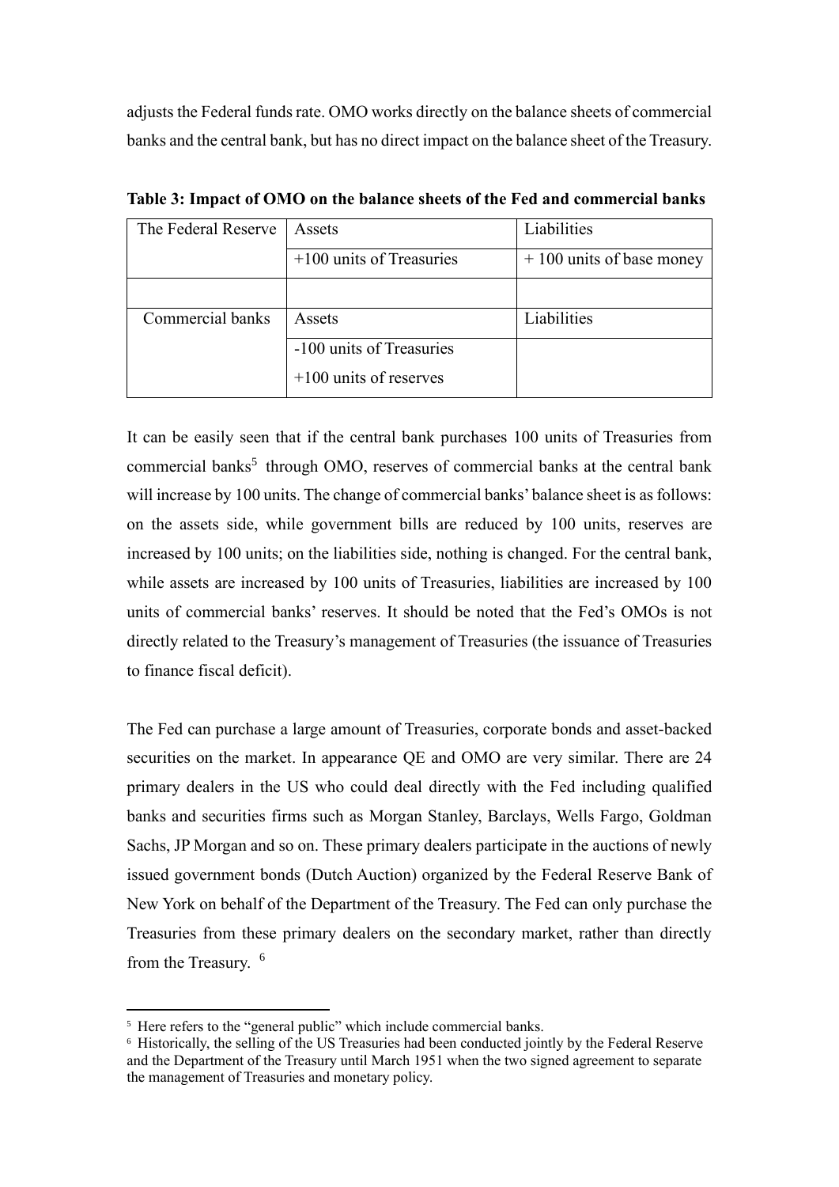adjusts the Federal funds rate. OMO works directly on the balance sheets of commercial banks and the central bank, but has no direct impact on the balance sheet of the Treasury.

**Table 3: Impact of OMO on the balance sheets of the Fed and commercial banks**

| The Federal Reserve | Assets | Liabilities |
|---|---|---|
| | +100 units of Treasuries | + 100 units of base money |
| | | |
| Commercial banks | Assets | Liabilities |
| | -100 units of Treasuries<br>+100 units of reserves | |

It can be easily seen that if the central bank purchases 100 units of Treasuries from commercial banks[5] through OMO, reserves of commercial banks at the central bank will increase by 100 units. The change of commercial banks' balance sheet is as follows: on the assets side, while government bills are reduced by 100 units, reserves are increased by 100 units; on the liabilities side, nothing is changed. For the central bank, while assets are increased by 100 units of Treasuries, liabilities are increased by 100 units of commercial banks' reserves. It should be noted that the Fed's OMOs is not directly related to the Treasury's management of Treasuries (the issuance of Treasuries to finance fiscal deficit).

The Fed can purchase a large amount of Treasuries, corporate bonds and asset-backed securities on the market. In appearance QE and OMO are very similar. There are 24 primary dealers in the US who could deal directly with the Fed including qualified banks and securities firms such as Morgan Stanley, Barclays, Wells Fargo, Goldman Sachs, JP Morgan and so on. These primary dealers participate in the auctions of newly issued government bonds (Dutch Auction) organized by the Federal Reserve Bank of New York on behalf of the Department of the Treasury. The Fed can only purchase the Treasuries from these primary dealers on the secondary market, rather than directly from the Treasury. [6]

[5] Here refers to the "general public" which include commercial banks.

[6] Historically, the selling of the US Treasuries had been conducted jointly by the Federal Reserve and the Department of the Treasury until March 1951 when the two signed agreement to separate the management of Treasuries and monetary policy.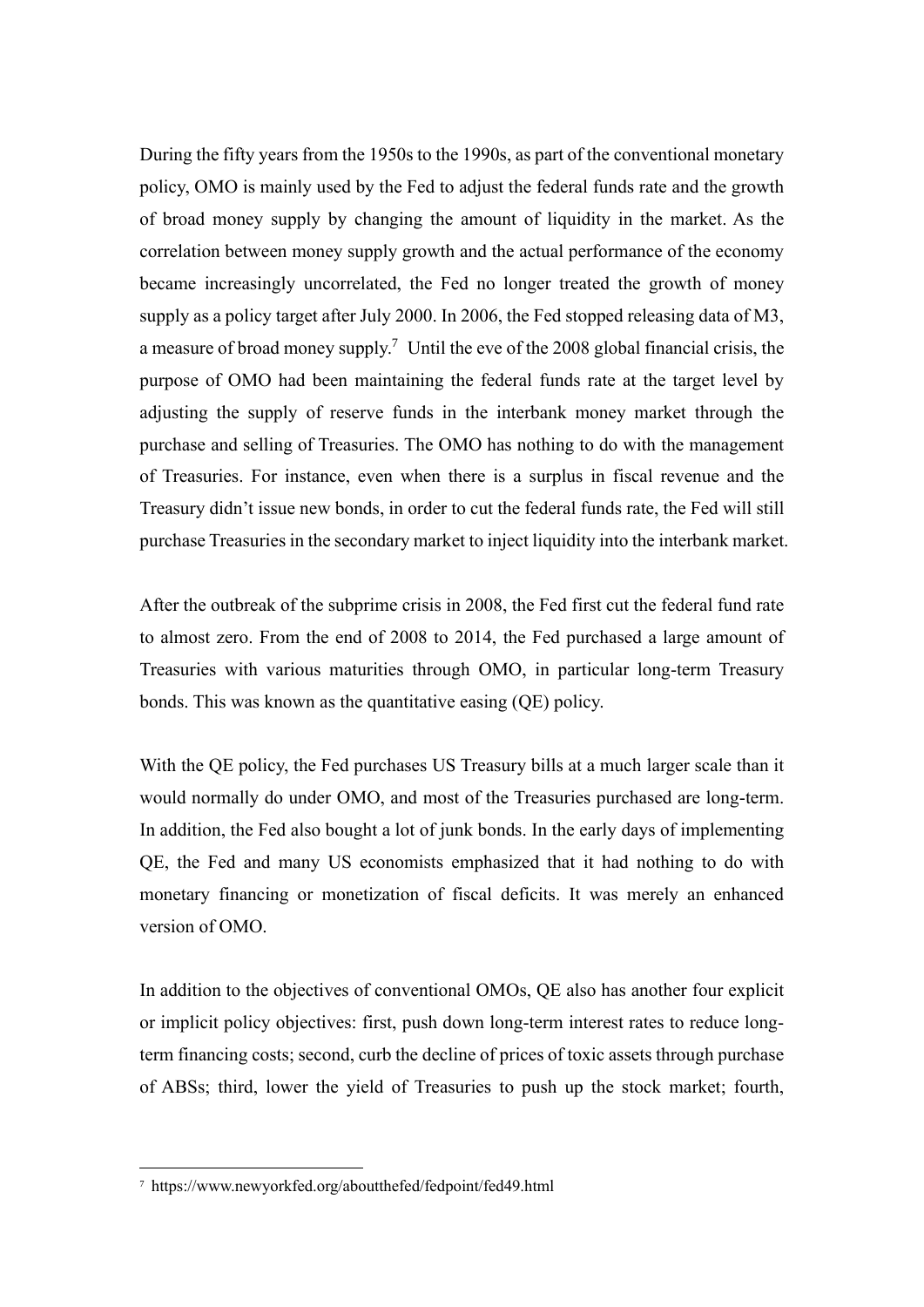During the fifty years from the 1950s to the 1990s, as part of the conventional monetary policy, OMO is mainly used by the Fed to adjust the federal funds rate and the growth of broad money supply by changing the amount of liquidity in the market. As the correlation between money supply growth and the actual performance of the economy became increasingly uncorrelated, the Fed no longer treated the growth of money supply as a policy target after July 2000. In 2006, the Fed stopped releasing data of M3, a measure of broad money supply.[7] Until the eve of the 2008 global financial crisis, the purpose of OMO had been maintaining the federal funds rate at the target level by adjusting the supply of reserve funds in the interbank money market through the purchase and selling of Treasuries. The OMO has nothing to do with the management of Treasuries. For instance, even when there is a surplus in fiscal revenue and the Treasury didn't issue new bonds, in order to cut the federal funds rate, the Fed will still purchase Treasuries in the secondary market to inject liquidity into the interbank market.

After the outbreak of the subprime crisis in 2008, the Fed first cut the federal fund rate to almost zero. From the end of 2008 to 2014, the Fed purchased a large amount of Treasuries with various maturities through OMO, in particular long-term Treasury bonds. This was known as the quantitative easing (QE) policy.

With the QE policy, the Fed purchases US Treasury bills at a much larger scale than it would normally do under OMO, and most of the Treasuries purchased are long-term. In addition, the Fed also bought a lot of junk bonds. In the early days of implementing QE, the Fed and many US economists emphasized that it had nothing to do with monetary financing or monetization of fiscal deficits. It was merely an enhanced version of OMO.

In addition to the objectives of conventional OMOs, QE also has another four explicit or implicit policy objectives: first, push down long-term interest rates to reduce long-term financing costs; second, curb the decline of prices of toxic assets through purchase of ABSs; third, lower the yield of Treasuries to push up the stock market; fourth,

[7] https://www.newyorkfed.org/aboutthefed/fedpoint/fed49.html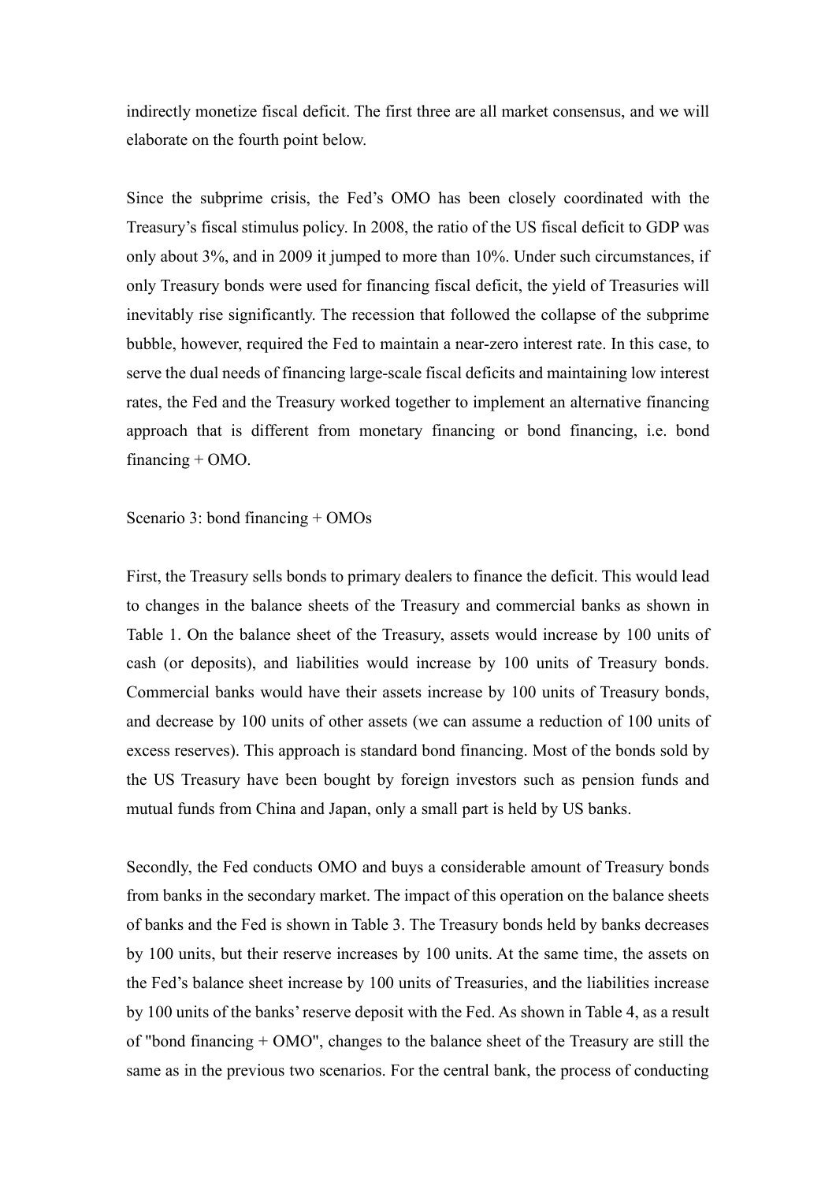indirectly monetize fiscal deficit. The first three are all market consensus, and we will elaborate on the fourth point below.

Since the subprime crisis, the Fed's OMO has been closely coordinated with the Treasury's fiscal stimulus policy. In 2008, the ratio of the US fiscal deficit to GDP was only about 3%, and in 2009 it jumped to more than 10%. Under such circumstances, if only Treasury bonds were used for financing fiscal deficit, the yield of Treasuries will inevitably rise significantly. The recession that followed the collapse of the subprime bubble, however, required the Fed to maintain a near-zero interest rate. In this case, to serve the dual needs of financing large-scale fiscal deficits and maintaining low interest rates, the Fed and the Treasury worked together to implement an alternative financing approach that is different from monetary financing or bond financing, i.e. bond financing + OMO.

Scenario 3: bond financing + OMOs

First, the Treasury sells bonds to primary dealers to finance the deficit. This would lead to changes in the balance sheets of the Treasury and commercial banks as shown in Table 1. On the balance sheet of the Treasury, assets would increase by 100 units of cash (or deposits), and liabilities would increase by 100 units of Treasury bonds. Commercial banks would have their assets increase by 100 units of Treasury bonds, and decrease by 100 units of other assets (we can assume a reduction of 100 units of excess reserves). This approach is standard bond financing. Most of the bonds sold by the US Treasury have been bought by foreign investors such as pension funds and mutual funds from China and Japan, only a small part is held by US banks.

Secondly, the Fed conducts OMO and buys a considerable amount of Treasury bonds from banks in the secondary market. The impact of this operation on the balance sheets of banks and the Fed is shown in Table 3. The Treasury bonds held by banks decreases by 100 units, but their reserve increases by 100 units. At the same time, the assets on the Fed's balance sheet increase by 100 units of Treasuries, and the liabilities increase by 100 units of the banks' reserve deposit with the Fed. As shown in Table 4, as a result of "bond financing + OMO", changes to the balance sheet of the Treasury are still the same as in the previous two scenarios. For the central bank, the process of conducting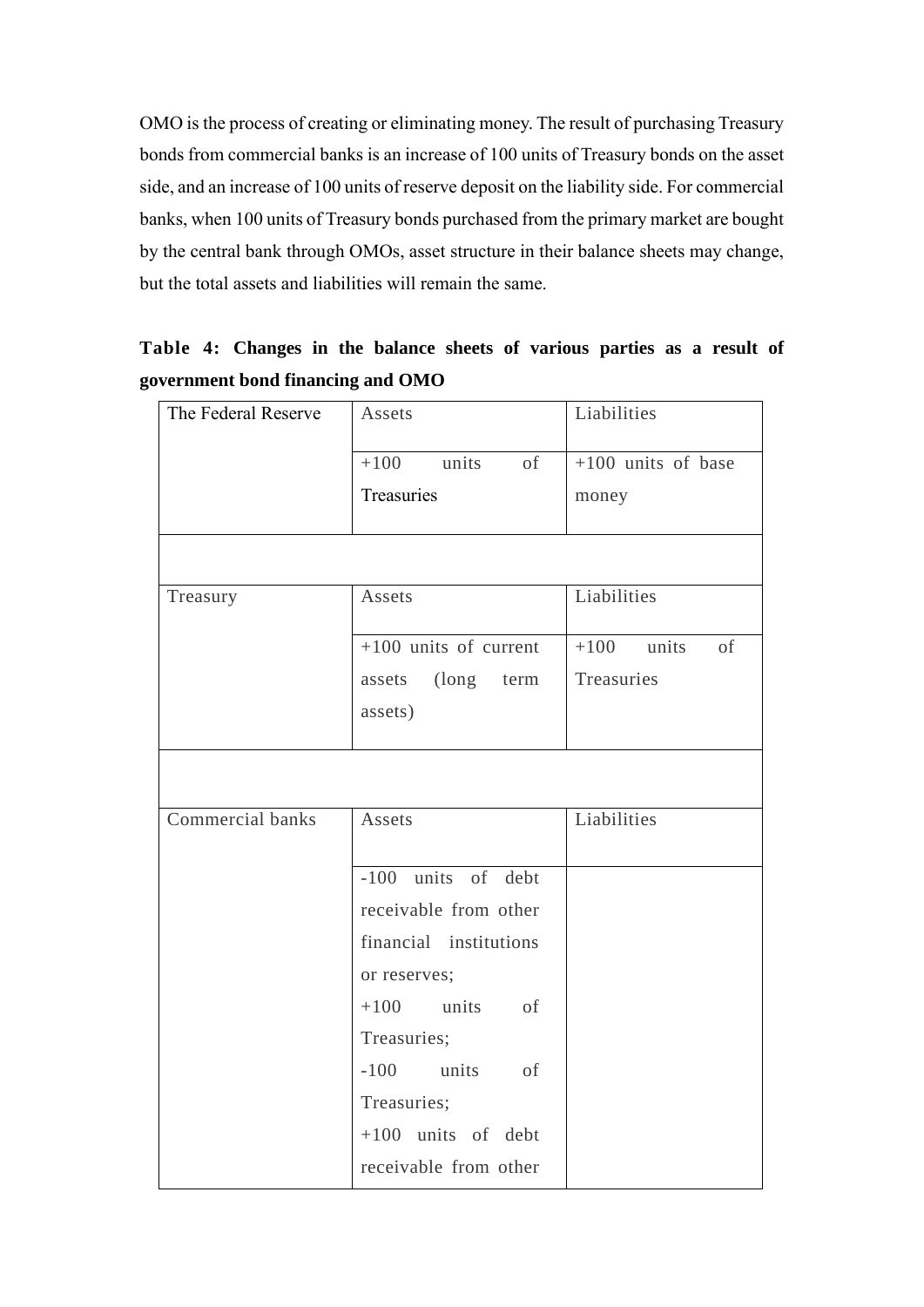OMO is the process of creating or eliminating money. The result of purchasing Treasury bonds from commercial banks is an increase of 100 units of Treasury bonds on the asset side, and an increase of 100 units of reserve deposit on the liability side. For commercial banks, when 100 units of Treasury bonds purchased from the primary market are bought by the central bank through OMOs, asset structure in their balance sheets may change, but the total assets and liabilities will remain the same.

**Table 4: Changes in the balance sheets of various parties as a result of government bond financing and OMO**

| The Federal Reserve | Assets | Liabilities |
|---|---|---|
| | +100 units of Treasuries | +100 units of base money |
| | | |
| Treasury | Assets | Liabilities |
| | +100 units of current assets (long term assets) | +100 units of Treasuries |
| | | |
| Commercial banks | Assets | Liabilities |
| | -100 units of debt receivable from other financial institutions or reserves; +100 units of Treasuries; -100 units of Treasuries; +100 units of debt receivable from other | |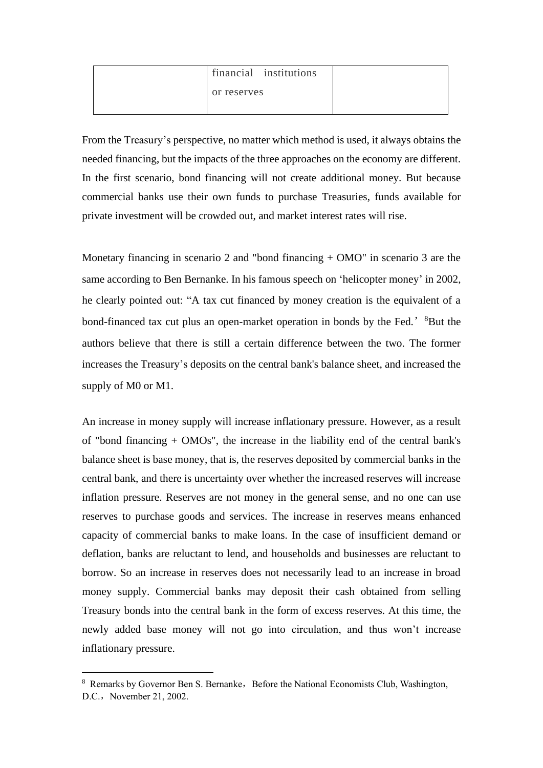| | financial institutions or reserves | |
|---|---|---|

From the Treasury's perspective, no matter which method is used, it always obtains the needed financing, but the impacts of the three approaches on the economy are different. In the first scenario, bond financing will not create additional money. But because commercial banks use their own funds to purchase Treasuries, funds available for private investment will be crowded out, and market interest rates will rise.

Monetary financing in scenario 2 and "bond financing + OMO" in scenario 3 are the same according to Ben Bernanke. In his famous speech on 'helicopter money' in 2002, he clearly pointed out: "A tax cut financed by money creation is the equivalent of a bond-financed tax cut plus an open-market operation in bonds by the Fed.' [8]But the authors believe that there is still a certain difference between the two. The former increases the Treasury's deposits on the central bank's balance sheet, and increased the supply of M0 or M1.

An increase in money supply will increase inflationary pressure. However, as a result of "bond financing + OMOs", the increase in the liability end of the central bank's balance sheet is base money, that is, the reserves deposited by commercial banks in the central bank, and there is uncertainty over whether the increased reserves will increase inflation pressure. Reserves are not money in the general sense, and no one can use reserves to purchase goods and services. The increase in reserves means enhanced capacity of commercial banks to make loans. In the case of insufficient demand or deflation, banks are reluctant to lend, and households and businesses are reluctant to borrow. So an increase in reserves does not necessarily lead to an increase in broad money supply. Commercial banks may deposit their cash obtained from selling Treasury bonds into the central bank in the form of excess reserves. At this time, the newly added base money will not go into circulation, and thus won't increase inflationary pressure.

[8] Remarks by Governor Ben S. Bernanke，Before the National Economists Club, Washington, D.C.，November 21, 2002.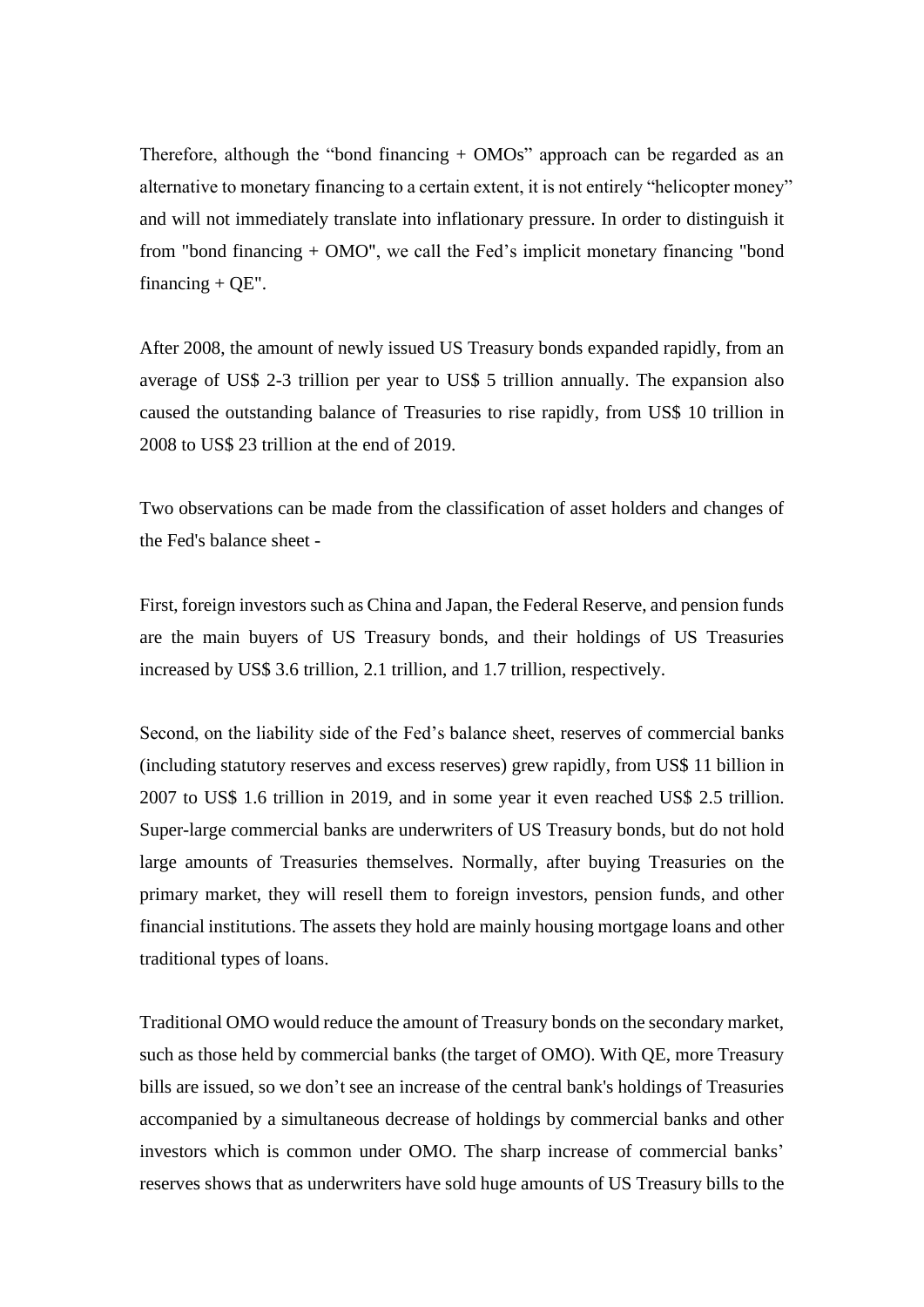Therefore, although the “bond financing + OMOs” approach can be regarded as an alternative to monetary financing to a certain extent, it is not entirely “helicopter money” and will not immediately translate into inflationary pressure. In order to distinguish it from "bond financing + OMO", we call the Fed’s implicit monetary financing "bond financing + QE".

After 2008, the amount of newly issued US Treasury bonds expanded rapidly, from an average of US$ 2-3 trillion per year to US$ 5 trillion annually. The expansion also caused the outstanding balance of Treasuries to rise rapidly, from US$ 10 trillion in 2008 to US$ 23 trillion at the end of 2019.

Two observations can be made from the classification of asset holders and changes of the Fed's balance sheet -

First, foreign investors such as China and Japan, the Federal Reserve, and pension funds are the main buyers of US Treasury bonds, and their holdings of US Treasuries increased by US$ 3.6 trillion, 2.1 trillion, and 1.7 trillion, respectively.

Second, on the liability side of the Fed’s balance sheet, reserves of commercial banks (including statutory reserves and excess reserves) grew rapidly, from US$ 11 billion in 2007 to US$ 1.6 trillion in 2019, and in some year it even reached US$ 2.5 trillion. Super-large commercial banks are underwriters of US Treasury bonds, but do not hold large amounts of Treasuries themselves. Normally, after buying Treasuries on the primary market, they will resell them to foreign investors, pension funds, and other financial institutions. The assets they hold are mainly housing mortgage loans and other traditional types of loans.

Traditional OMO would reduce the amount of Treasury bonds on the secondary market, such as those held by commercial banks (the target of OMO). With QE, more Treasury bills are issued, so we don’t see an increase of the central bank's holdings of Treasuries accompanied by a simultaneous decrease of holdings by commercial banks and other investors which is common under OMO. The sharp increase of commercial banks’ reserves shows that as underwriters have sold huge amounts of US Treasury bills to the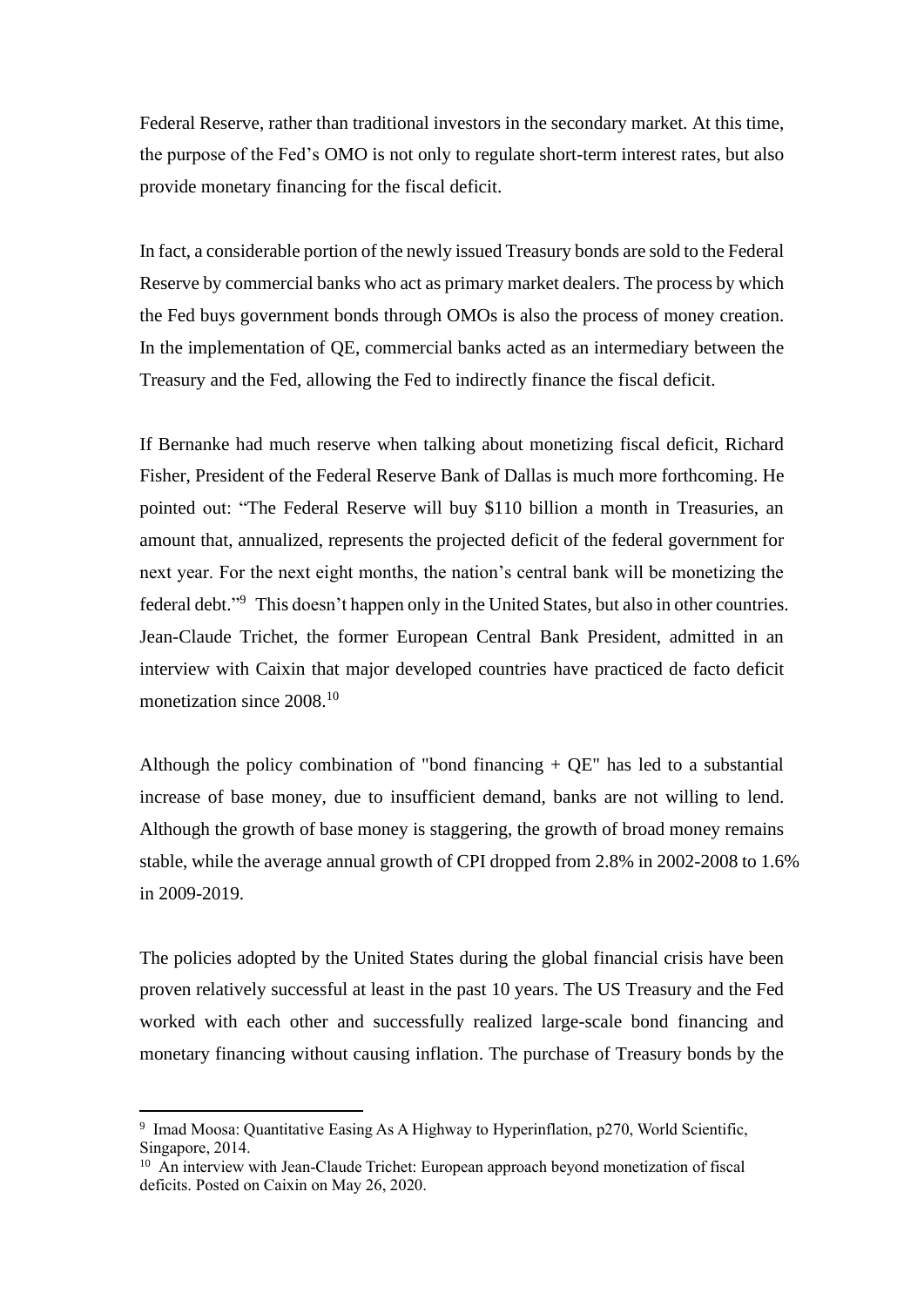Federal Reserve, rather than traditional investors in the secondary market. At this time, the purpose of the Fed's OMO is not only to regulate short-term interest rates, but also provide monetary financing for the fiscal deficit.

In fact, a considerable portion of the newly issued Treasury bonds are sold to the Federal Reserve by commercial banks who act as primary market dealers. The process by which the Fed buys government bonds through OMOs is also the process of money creation. In the implementation of QE, commercial banks acted as an intermediary between the Treasury and the Fed, allowing the Fed to indirectly finance the fiscal deficit.

If Bernanke had much reserve when talking about monetizing fiscal deficit, Richard Fisher, President of the Federal Reserve Bank of Dallas is much more forthcoming. He pointed out: "The Federal Reserve will buy $110 billion a month in Treasuries, an amount that, annualized, represents the projected deficit of the federal government for next year. For the next eight months, the nation's central bank will be monetizing the federal debt."[9] This doesn't happen only in the United States, but also in other countries. Jean-Claude Trichet, the former European Central Bank President, admitted in an interview with Caixin that major developed countries have practiced de facto deficit monetization since 2008.[10]

Although the policy combination of "bond financing + QE" has led to a substantial increase of base money, due to insufficient demand, banks are not willing to lend. Although the growth of base money is staggering, the growth of broad money remains stable, while the average annual growth of CPI dropped from 2.8% in 2002-2008 to 1.6% in 2009-2019.

The policies adopted by the United States during the global financial crisis have been proven relatively successful at least in the past 10 years. The US Treasury and the Fed worked with each other and successfully realized large-scale bond financing and monetary financing without causing inflation. The purchase of Treasury bonds by the

---

[9] Imad Moosa: Quantitative Easing As A Highway to Hyperinflation, p270, World Scientific, Singapore, 2014.

[10] An interview with Jean-Claude Trichet: European approach beyond monetization of fiscal deficits. Posted on Caixin on May 26, 2020.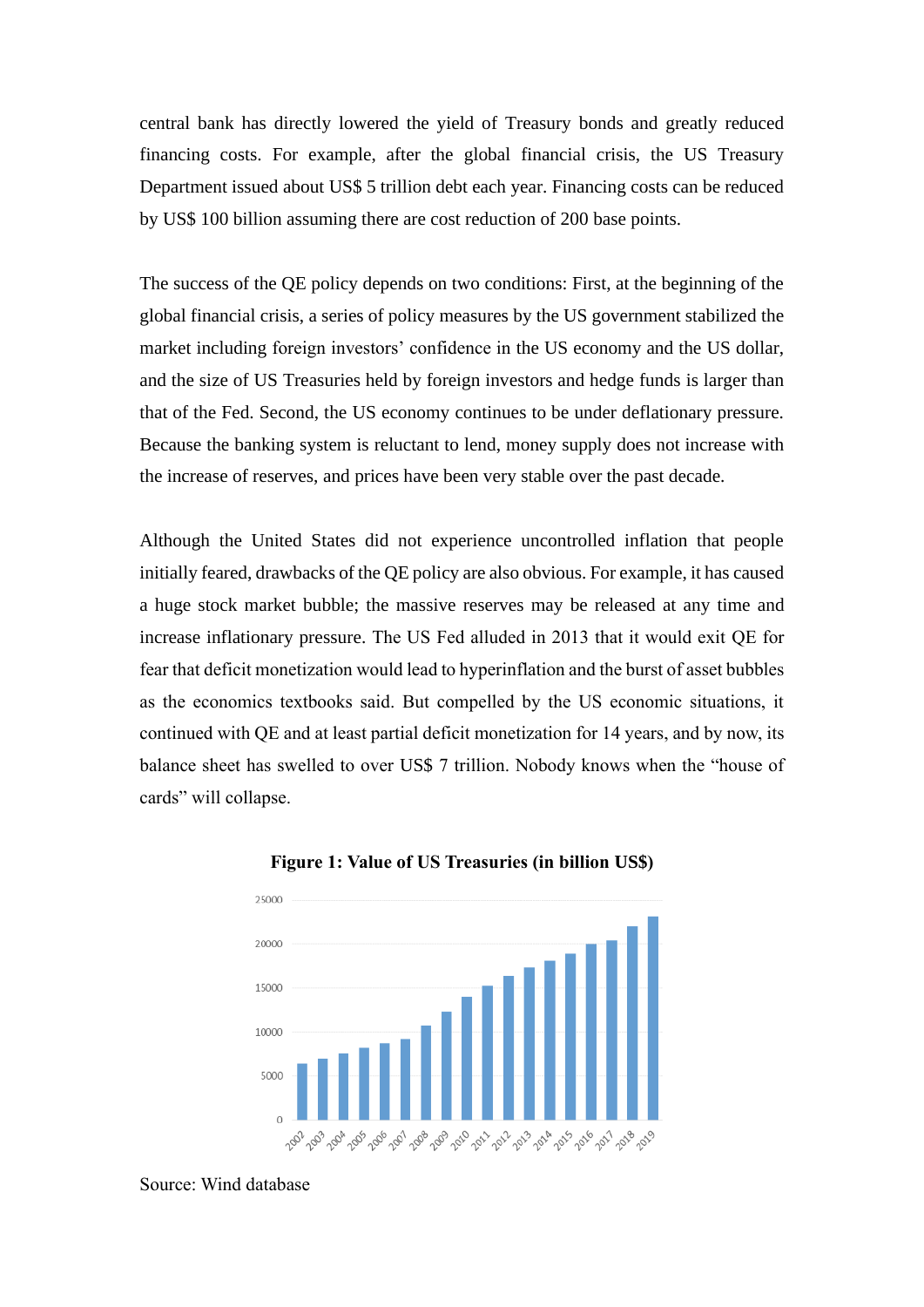central bank has directly lowered the yield of Treasury bonds and greatly reduced financing costs. For example, after the global financial crisis, the US Treasury Department issued about US$ 5 trillion debt each year. Financing costs can be reduced by US$ 100 billion assuming there are cost reduction of 200 base points.

The success of the QE policy depends on two conditions: First, at the beginning of the global financial crisis, a series of policy measures by the US government stabilized the market including foreign investors' confidence in the US economy and the US dollar, and the size of US Treasuries held by foreign investors and hedge funds is larger than that of the Fed. Second, the US economy continues to be under deflationary pressure. Because the banking system is reluctant to lend, money supply does not increase with the increase of reserves, and prices have been very stable over the past decade.

Although the United States did not experience uncontrolled inflation that people initially feared, drawbacks of the QE policy are also obvious. For example, it has caused a huge stock market bubble; the massive reserves may be released at any time and increase inflationary pressure. The US Fed alluded in 2013 that it would exit QE for fear that deficit monetization would lead to hyperinflation and the burst of asset bubbles as the economics textbooks said. But compelled by the US economic situations, it continued with QE and at least partial deficit monetization for 14 years, and by now, its balance sheet has swelled to over US$ 7 trillion. Nobody knows when the "house of cards" will collapse.

**Figure 1: Value of US Treasuries (in billion US$)**

Source: Wind database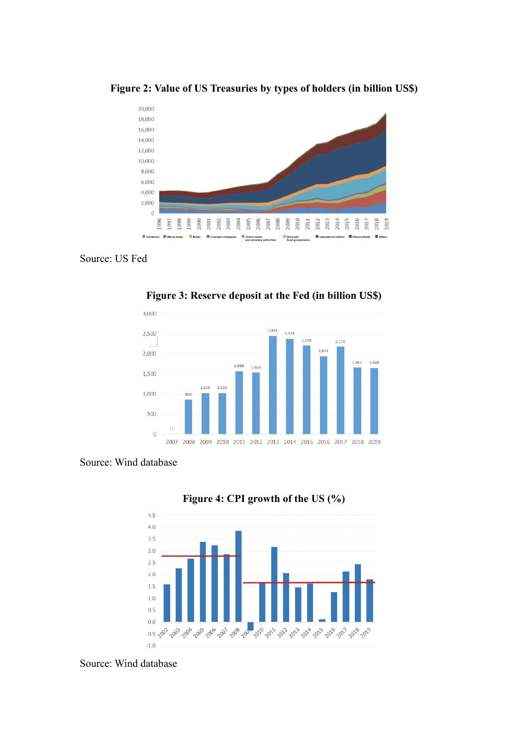**Figure 2: Value of US Treasuries by types of holders (in billion US$)**

Source: US Fed

**Figure 3: Reserve deposit at the Fed (in billion US$)**

Source: Wind database

**Figure 4: CPI growth of the US (%)**

Source: Wind database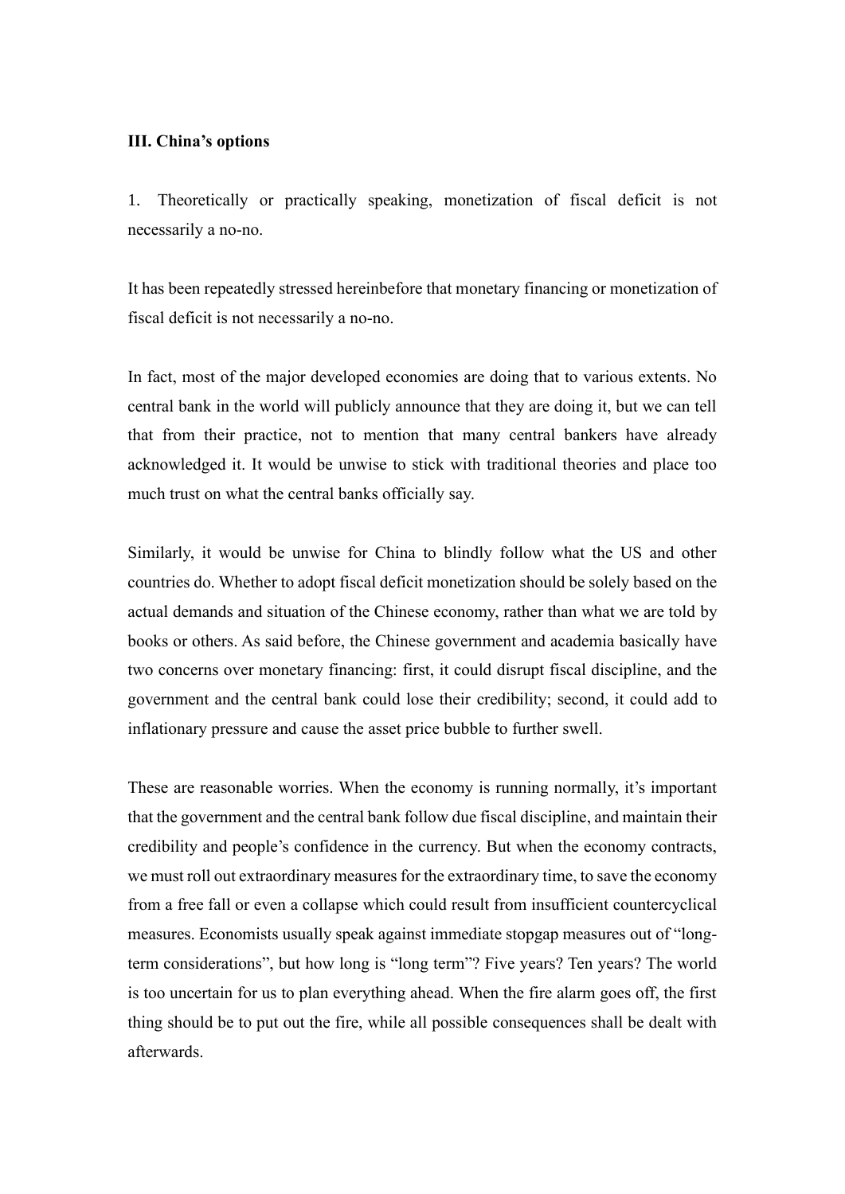**III. China's options**

1. Theoretically or practically speaking, monetization of fiscal deficit is not necessarily a no-no.

It has been repeatedly stressed hereinbefore that monetary financing or monetization of fiscal deficit is not necessarily a no-no.

In fact, most of the major developed economies are doing that to various extents. No central bank in the world will publicly announce that they are doing it, but we can tell that from their practice, not to mention that many central bankers have already acknowledged it. It would be unwise to stick with traditional theories and place too much trust on what the central banks officially say.

Similarly, it would be unwise for China to blindly follow what the US and other countries do. Whether to adopt fiscal deficit monetization should be solely based on the actual demands and situation of the Chinese economy, rather than what we are told by books or others. As said before, the Chinese government and academia basically have two concerns over monetary financing: first, it could disrupt fiscal discipline, and the government and the central bank could lose their credibility; second, it could add to inflationary pressure and cause the asset price bubble to further swell.

These are reasonable worries. When the economy is running normally, it's important that the government and the central bank follow due fiscal discipline, and maintain their credibility and people's confidence in the currency. But when the economy contracts, we must roll out extraordinary measures for the extraordinary time, to save the economy from a free fall or even a collapse which could result from insufficient countercyclical measures. Economists usually speak against immediate stopgap measures out of "long-term considerations", but how long is "long term"? Five years? Ten years? The world is too uncertain for us to plan everything ahead. When the fire alarm goes off, the first thing should be to put out the fire, while all possible consequences shall be dealt with afterwards.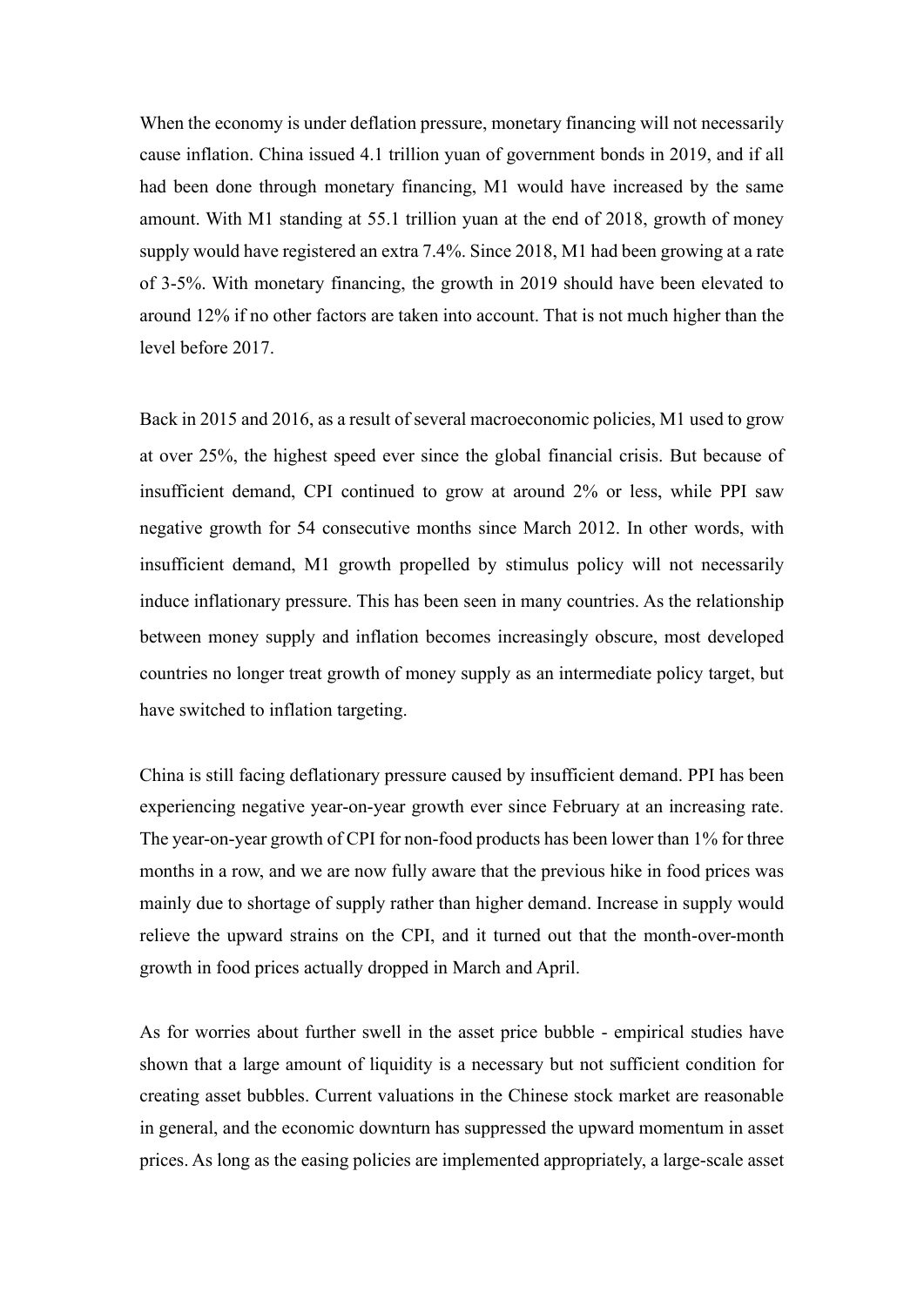When the economy is under deflation pressure, monetary financing will not necessarily cause inflation. China issued 4.1 trillion yuan of government bonds in 2019, and if all had been done through monetary financing, M1 would have increased by the same amount. With M1 standing at 55.1 trillion yuan at the end of 2018, growth of money supply would have registered an extra 7.4%. Since 2018, M1 had been growing at a rate of 3-5%. With monetary financing, the growth in 2019 should have been elevated to around 12% if no other factors are taken into account. That is not much higher than the level before 2017.

Back in 2015 and 2016, as a result of several macroeconomic policies, M1 used to grow at over 25%, the highest speed ever since the global financial crisis. But because of insufficient demand, CPI continued to grow at around 2% or less, while PPI saw negative growth for 54 consecutive months since March 2012. In other words, with insufficient demand, M1 growth propelled by stimulus policy will not necessarily induce inflationary pressure. This has been seen in many countries. As the relationship between money supply and inflation becomes increasingly obscure, most developed countries no longer treat growth of money supply as an intermediate policy target, but have switched to inflation targeting.

China is still facing deflationary pressure caused by insufficient demand. PPI has been experiencing negative year-on-year growth ever since February at an increasing rate. The year-on-year growth of CPI for non-food products has been lower than 1% for three months in a row, and we are now fully aware that the previous hike in food prices was mainly due to shortage of supply rather than higher demand. Increase in supply would relieve the upward strains on the CPI, and it turned out that the month-over-month growth in food prices actually dropped in March and April.

As for worries about further swell in the asset price bubble - empirical studies have shown that a large amount of liquidity is a necessary but not sufficient condition for creating asset bubbles. Current valuations in the Chinese stock market are reasonable in general, and the economic downturn has suppressed the upward momentum in asset prices. As long as the easing policies are implemented appropriately, a large-scale asset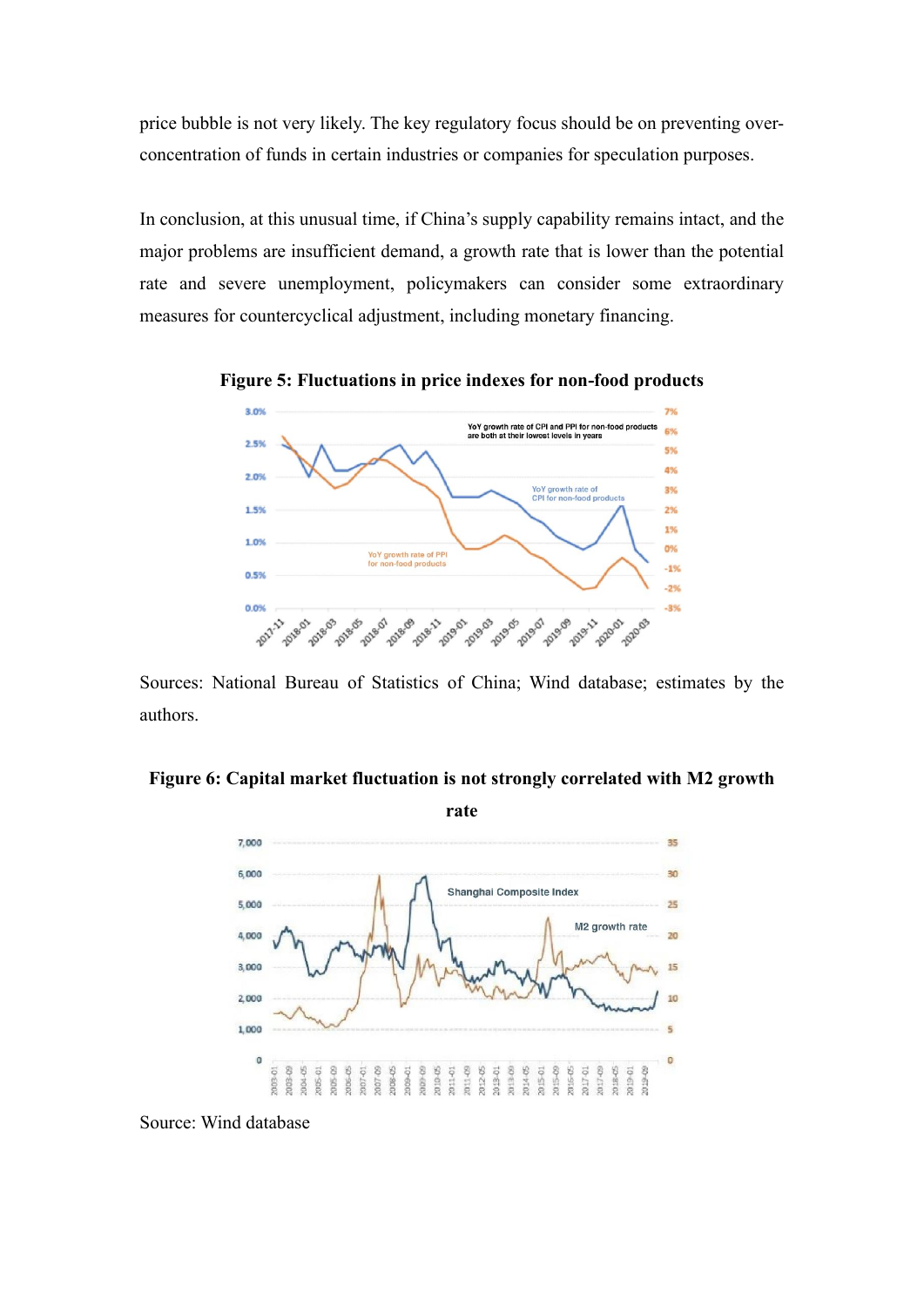price bubble is not very likely. The key regulatory focus should be on preventing over-concentration of funds in certain industries or companies for speculation purposes.

In conclusion, at this unusual time, if China's supply capability remains intact, and the major problems are insufficient demand, a growth rate that is lower than the potential rate and severe unemployment, policymakers can consider some extraordinary measures for countercyclical adjustment, including monetary financing.

**Figure 5: Fluctuations in price indexes for non-food products**

Sources: National Bureau of Statistics of China; Wind database; estimates by the authors.

**Figure 6: Capital market fluctuation is not strongly correlated with M2 growth rate**

Source: Wind database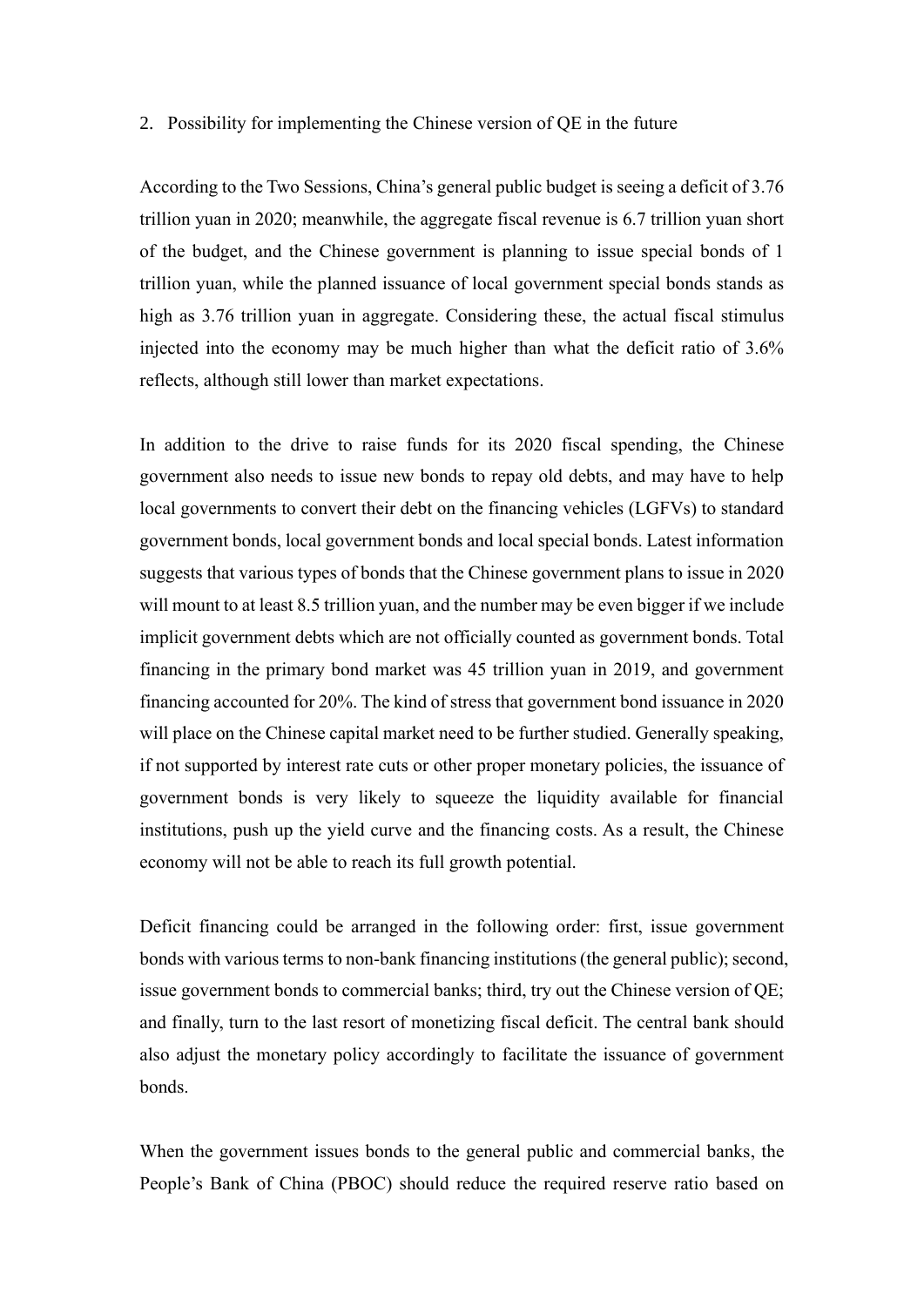## 2. Possibility for implementing the Chinese version of QE in the future

According to the Two Sessions, China's general public budget is seeing a deficit of 3.76 trillion yuan in 2020; meanwhile, the aggregate fiscal revenue is 6.7 trillion yuan short of the budget, and the Chinese government is planning to issue special bonds of 1 trillion yuan, while the planned issuance of local government special bonds stands as high as 3.76 trillion yuan in aggregate. Considering these, the actual fiscal stimulus injected into the economy may be much higher than what the deficit ratio of 3.6% reflects, although still lower than market expectations.

In addition to the drive to raise funds for its 2020 fiscal spending, the Chinese government also needs to issue new bonds to repay old debts, and may have to help local governments to convert their debt on the financing vehicles (LGFVs) to standard government bonds, local government bonds and local special bonds. Latest information suggests that various types of bonds that the Chinese government plans to issue in 2020 will mount to at least 8.5 trillion yuan, and the number may be even bigger if we include implicit government debts which are not officially counted as government bonds. Total financing in the primary bond market was 45 trillion yuan in 2019, and government financing accounted for 20%. The kind of stress that government bond issuance in 2020 will place on the Chinese capital market need to be further studied. Generally speaking, if not supported by interest rate cuts or other proper monetary policies, the issuance of government bonds is very likely to squeeze the liquidity available for financial institutions, push up the yield curve and the financing costs. As a result, the Chinese economy will not be able to reach its full growth potential.

Deficit financing could be arranged in the following order: first, issue government bonds with various terms to non-bank financing institutions (the general public); second, issue government bonds to commercial banks; third, try out the Chinese version of QE; and finally, turn to the last resort of monetizing fiscal deficit. The central bank should also adjust the monetary policy accordingly to facilitate the issuance of government bonds.

When the government issues bonds to the general public and commercial banks, the People's Bank of China (PBOC) should reduce the required reserve ratio based on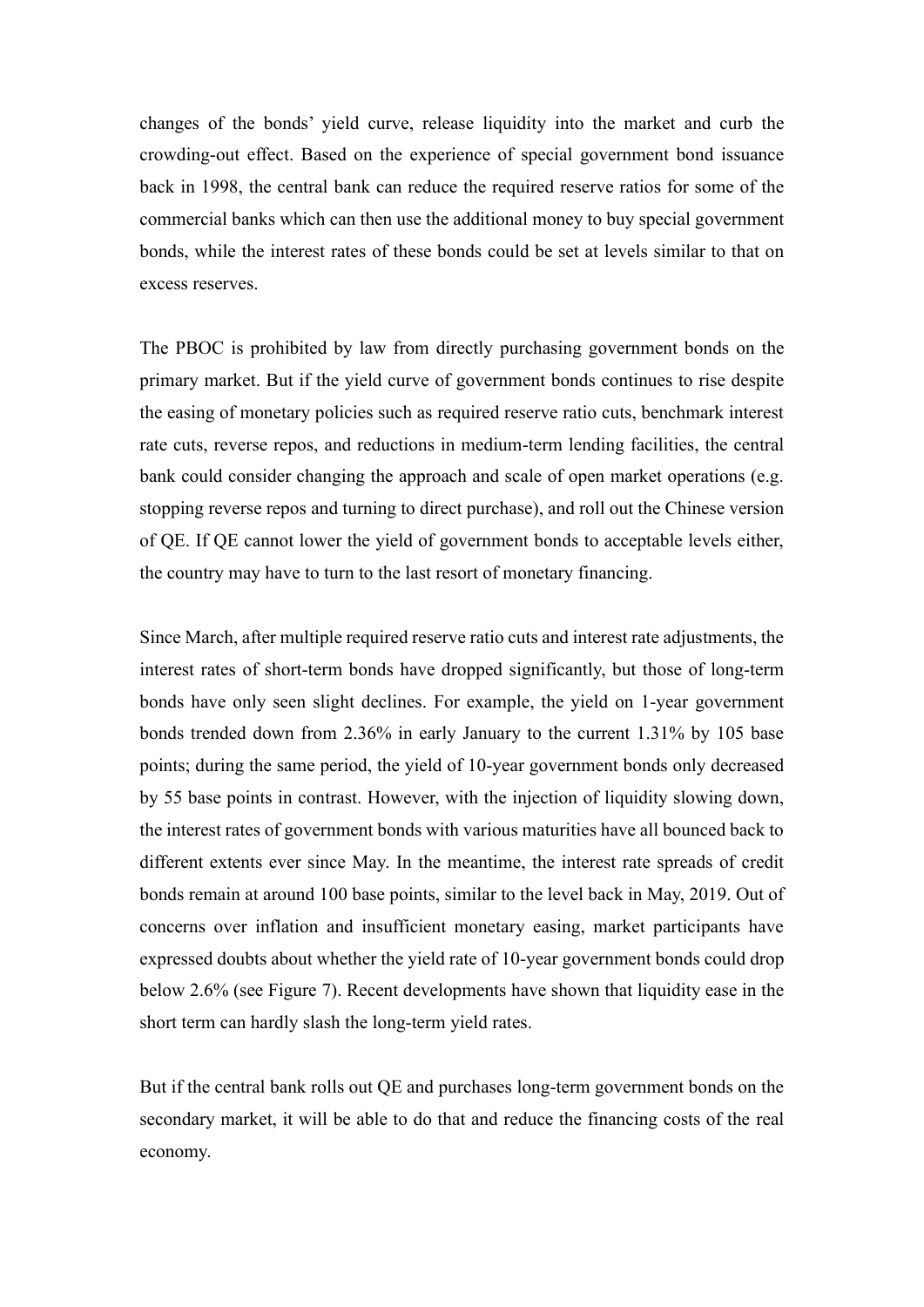changes of the bonds' yield curve, release liquidity into the market and curb the crowding-out effect. Based on the experience of special government bond issuance back in 1998, the central bank can reduce the required reserve ratios for some of the commercial banks which can then use the additional money to buy special government bonds, while the interest rates of these bonds could be set at levels similar to that on excess reserves.

The PBOC is prohibited by law from directly purchasing government bonds on the primary market. But if the yield curve of government bonds continues to rise despite the easing of monetary policies such as required reserve ratio cuts, benchmark interest rate cuts, reverse repos, and reductions in medium-term lending facilities, the central bank could consider changing the approach and scale of open market operations (e.g. stopping reverse repos and turning to direct purchase), and roll out the Chinese version of QE. If QE cannot lower the yield of government bonds to acceptable levels either, the country may have to turn to the last resort of monetary financing.

Since March, after multiple required reserve ratio cuts and interest rate adjustments, the interest rates of short-term bonds have dropped significantly, but those of long-term bonds have only seen slight declines. For example, the yield on 1-year government bonds trended down from 2.36% in early January to the current 1.31% by 105 base points; during the same period, the yield of 10-year government bonds only decreased by 55 base points in contrast. However, with the injection of liquidity slowing down, the interest rates of government bonds with various maturities have all bounced back to different extents ever since May. In the meantime, the interest rate spreads of credit bonds remain at around 100 base points, similar to the level back in May, 2019. Out of concerns over inflation and insufficient monetary easing, market participants have expressed doubts about whether the yield rate of 10-year government bonds could drop below 2.6% (see Figure 7). Recent developments have shown that liquidity ease in the short term can hardly slash the long-term yield rates.

But if the central bank rolls out QE and purchases long-term government bonds on the secondary market, it will be able to do that and reduce the financing costs of the real economy.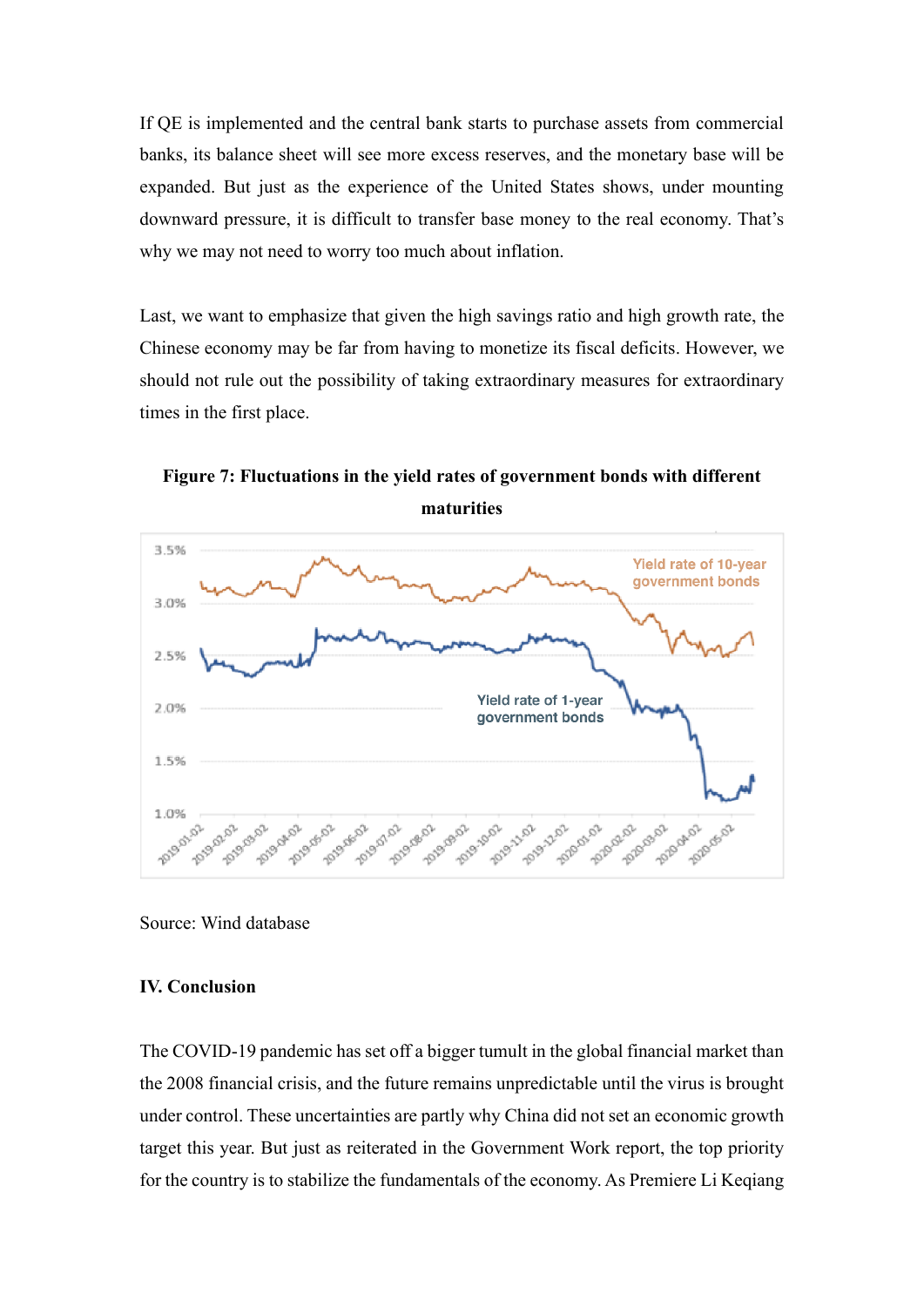If QE is implemented and the central bank starts to purchase assets from commercial banks, its balance sheet will see more excess reserves, and the monetary base will be expanded. But just as the experience of the United States shows, under mounting downward pressure, it is difficult to transfer base money to the real economy. That's why we may not need to worry too much about inflation.

Last, we want to emphasize that given the high savings ratio and high growth rate, the Chinese economy may be far from having to monetize its fiscal deficits. However, we should not rule out the possibility of taking extraordinary measures for extraordinary times in the first place.

**Figure 7: Fluctuations in the yield rates of government bonds with different maturities**

Source: Wind database

**IV. Conclusion**

The COVID-19 pandemic has set off a bigger tumult in the global financial market than the 2008 financial crisis, and the future remains unpredictable until the virus is brought under control. These uncertainties are partly why China did not set an economic growth target this year. But just as reiterated in the Government Work report, the top priority for the country is to stabilize the fundamentals of the economy. As Premiere Li Keqiang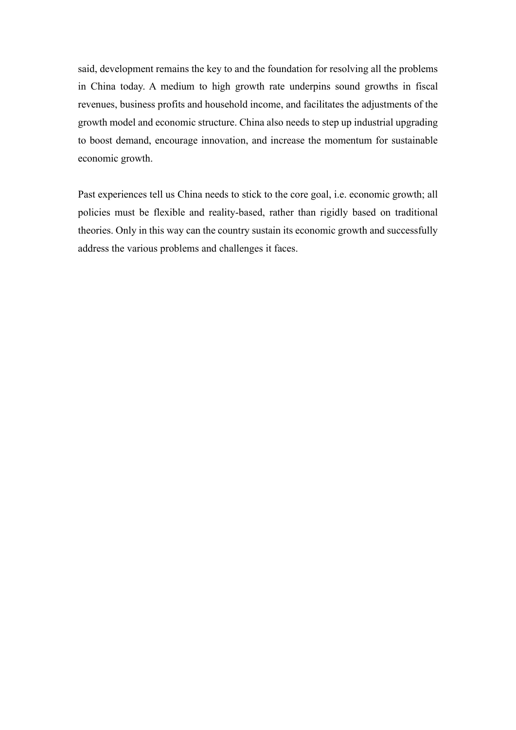said, development remains the key to and the foundation for resolving all the problems in China today. A medium to high growth rate underpins sound growths in fiscal revenues, business profits and household income, and facilitates the adjustments of the growth model and economic structure. China also needs to step up industrial upgrading to boost demand, encourage innovation, and increase the momentum for sustainable economic growth.

Past experiences tell us China needs to stick to the core goal, i.e. economic growth; all policies must be flexible and reality-based, rather than rigidly based on traditional theories. Only in this way can the country sustain its economic growth and successfully address the various problems and challenges it faces.